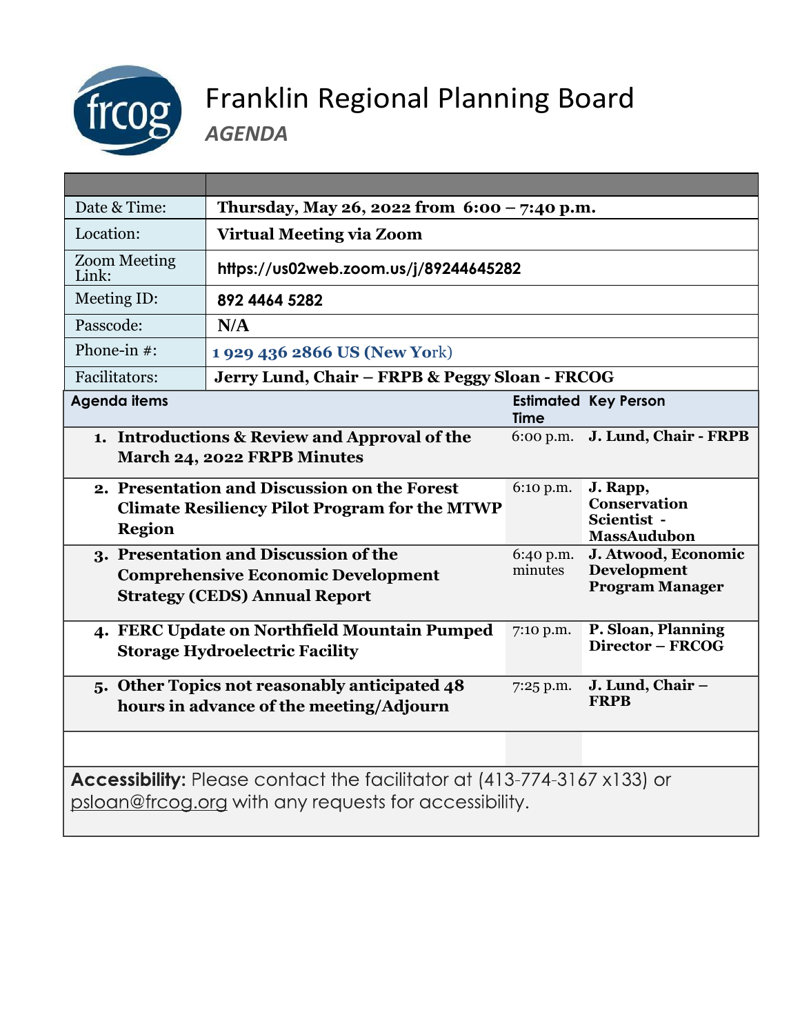# Franklin Regional Planning Board

## *AGENDA*

| | |
|---|---|
| Date & Time: | **Thursday, May 26, 2022 from 6:00 – 7:40 p.m.** |
| Location: | **Virtual Meeting via Zoom** |
| Zoom Meeting Link: | **https://us02web.zoom.us/j/89244645282** |
| Meeting ID: | **892 4464 5282** |
| Passcode: | **N/A** |
| Phone-in #: | **1 929 436 2866 US (New York)** |
| Facilitators: | **Jerry Lund, Chair – FRPB & Peggy Sloan - FRCOG** |

| Agenda items | Estimated Time | Key Person |
|---|---|---|
| **1. Introductions & Review and Approval of the March 24, 2022 FRPB Minutes** | 6:00 p.m. | **J. Lund, Chair - FRPB** |
| **2. Presentation and Discussion on the Forest Climate Resiliency Pilot Program for the MTWP Region** | 6:10 p.m. | **J. Rapp, Conservation Scientist - MassAudubon** |
| **3. Presentation and Discussion of the Comprehensive Economic Development Strategy (CEDS) Annual Report** | 6:40 p.m. minutes | **J. Atwood, Economic Development Program Manager** |
| **4. FERC Update on Northfield Mountain Pumped Storage Hydroelectric Facility** | 7:10 p.m. | **P. Sloan, Planning Director – FRCOG** |
| **5. Other Topics not reasonably anticipated 48 hours in advance of the meeting/Adjourn** | 7:25 p.m. | **J. Lund, Chair – FRPB** |

**Accessibility:** Please contact the facilitator at (413-774-3167 x133) or psloan@frcog.org with any requests for accessibility.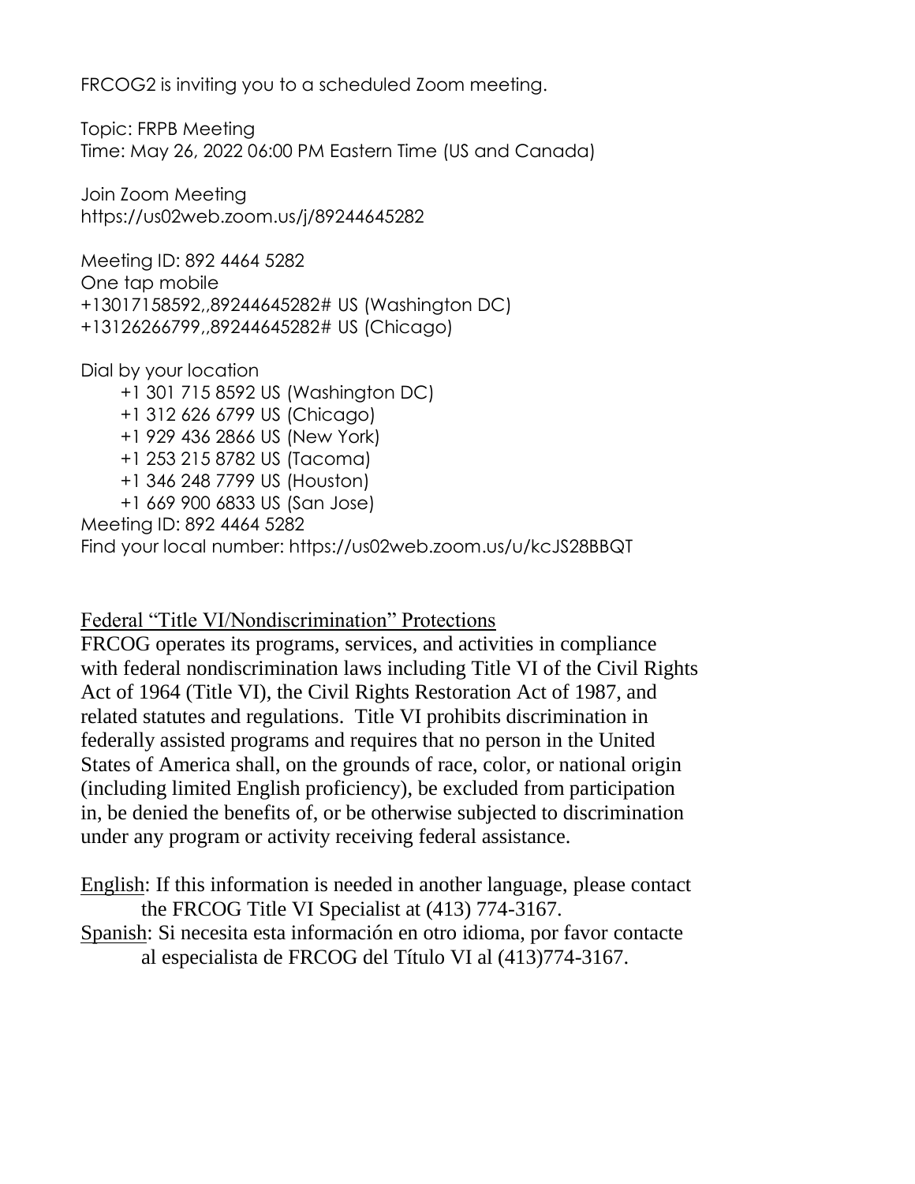FRCOG2 is inviting you to a scheduled Zoom meeting.

Topic: FRPB Meeting
Time: May 26, 2022 06:00 PM Eastern Time (US and Canada)

Join Zoom Meeting
https://us02web.zoom.us/j/89244645282

Meeting ID: 892 4464 5282
One tap mobile
+13017158592,,89244645282# US (Washington DC)
+13126266799,,89244645282# US (Chicago)

Dial by your location
- +1 301 715 8592 US (Washington DC)
- +1 312 626 6799 US (Chicago)
- +1 929 436 2866 US (New York)
- +1 253 215 8782 US (Tacoma)
- +1 346 248 7799 US (Houston)
- +1 669 900 6833 US (San Jose)

Meeting ID: 892 4464 5282
Find your local number: https://us02web.zoom.us/u/kcJS28BBQT

Federal "Title VI/Nondiscrimination" Protections

FRCOG operates its programs, services, and activities in compliance with federal nondiscrimination laws including Title VI of the Civil Rights Act of 1964 (Title VI), the Civil Rights Restoration Act of 1987, and related statutes and regulations. Title VI prohibits discrimination in federally assisted programs and requires that no person in the United States of America shall, on the grounds of race, color, or national origin (including limited English proficiency), be excluded from participation in, be denied the benefits of, or be otherwise subjected to discrimination under any program or activity receiving federal assistance.

English: If this information is needed in another language, please contact the FRCOG Title VI Specialist at (413) 774-3167.

Spanish: Si necesita esta información en otro idioma, por favor contacte al especialista de FRCOG del Título VI al (413)774-3167.